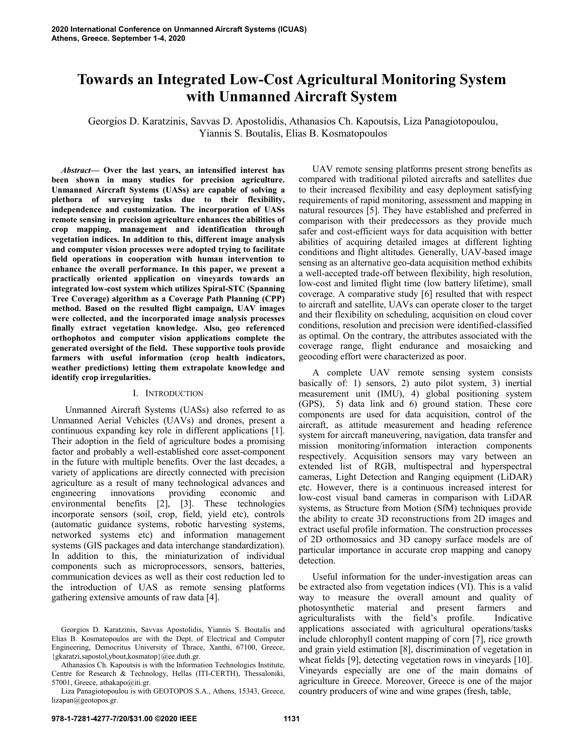# Towards an Integrated Low-Cost Agricultural Monitoring System with Unmanned Aircraft System

Georgios D. Karatzinis, Savvas D. Apostolidis, Athanasios Ch. Kapoutsis, Liza Panagiotopoulou, Yiannis S. Boutalis, Elias B. Kosmatopoulos

***Abstract*— Over the last years, an intensified interest has been shown in many studies for precision agriculture. Unmanned Aircraft Systems (UASs) are capable of solving a plethora of surveying tasks due to their flexibility, independence and customization. The incorporation of UASs remote sensing in precision agriculture enhances the abilities of crop mapping, management and identification through vegetation indices. In addition to this, different image analysis and computer vision processes were adopted trying to facilitate field operations in cooperation with human intervention to enhance the overall performance. In this paper, we present a practically oriented application on vineyards towards an integrated low-cost system which utilizes Spiral-STC (Spanning Tree Coverage) algorithm as a Coverage Path Planning (CPP) method. Based on the resulted flight campaign, UAV images were collected, and the incorporated image analysis processes finally extract vegetation knowledge. Also, geo referenced orthophotos and computer vision applications complete the generated oversight of the field. These supportive tools provide farmers with useful information (crop health indicators, weather predictions) letting them extrapolate knowledge and identify crop irregularities.**

## I. Introduction

Unmanned Aircraft Systems (UASs) also referred to as Unmanned Aerial Vehicles (UAVs) and drones, present a continuous expanding key role in different applications [1]. Their adoption in the field of agriculture bodes a promising factor and probably a well-established core asset-component in the future with multiple benefits. Over the last decades, a variety of applications are directly connected with precision agriculture as a result of many technological advances and engineering innovations providing economic and environmental benefits [2], [3]. These technologies incorporate sensors (soil, crop, field, yield etc), controls (automatic guidance systems, robotic harvesting systems, networked systems etc) and information management systems (GIS packages and data interchange standardization). In addition to this, the miniaturization of individual components such as microprocessors, sensors, batteries, communication devices as well as their cost reduction led to the introduction of UAS as remote sensing platforms gathering extensive amounts of raw data [4].

UAV remote sensing platforms present strong benefits as compared with traditional piloted aircrafts and satellites due to their increased flexibility and easy deployment satisfying requirements of rapid monitoring, assessment and mapping in natural resources [5]. They have established and preferred in comparison with their predecessors as they provide much safer and cost-efficient ways for data acquisition with better abilities of acquiring detailed images at different lighting conditions and flight altitudes. Generally, UAV-based image sensing as an alternative geo-data acquisition method exhibits a well-accepted trade-off between flexibility, high resolution, low-cost and limited flight time (low battery lifetime), small coverage. A comparative study [6] resulted that with respect to aircraft and satellite, UAVs can operate closer to the target and their flexibility on scheduling, acquisition on cloud cover conditions, resolution and precision were identified-classified as optimal. On the contrary, the attributes associated with the coverage range, flight endurance and mosaicking and geocoding effort were characterized as poor.

A complete UAV remote sensing system consists basically of: 1) sensors, 2) auto pilot system, 3) inertial measurement unit (IMU), 4) global positioning system (GPS), 5) data link and 6) ground station. These core components are used for data acquisition, control of the aircraft, as attitude measurement and heading reference system for aircraft maneuvering, navigation, data transfer and mission monitoring/information interaction components respectively. Acquisition sensors may vary between an extended list of RGB, multispectral and hyperspectral cameras, Light Detection and Ranging equipment (LiDAR) etc. However, there is a continuous increased interest for low-cost visual band cameras in comparison with LiDAR systems, as Structure from Motion (SfM) techniques provide the ability to create 3D reconstructions from 2D images and extract useful profile information. The construction processes of 2D orthomosaics and 3D canopy surface models are of particular importance in accurate crop mapping and canopy detection.

Useful information for the under-investigation areas can be extracted also from vegetation indices (VI). This is a valid way to measure the overall amount and quality of photosynthetic material and present farmers and agriculturalists with the field's profile. Indicative applications associated with agricultural operations/tasks include chlorophyll content mapping of corn [7], rice growth and grain yield estimation [8], discrimination of vegetation in wheat fields [9], detecting vegetation rows in vineyards [10]. Vineyards especially are one of the main domains of agriculture in Greece. Moreover, Greece is one of the major country producers of wine and wine grapes (fresh, table,

Georgios D. Karatzinis, Savvas Apostolidis, Yiannis S. Boutalis and Elias B. Kosmatopoulos are with the Dept. of Electrical and Computer Engineering, Democritus University of Thrace, Xanthi, 67100, Greece, {gkaratzi,sapostol,ybout,kosmatop}@ee.duth.gr.

Athanasios Ch. Kapoutsis is with the Information Technologies Institute, Centre for Research & Technology, Hellas (ITI-CERTH), Thessaloniki, 57001, Greece, athakapo@iti.gr.

Liza Panagiotopoulou is with GEOTOPOS S.A., Athens, 15343, Greece, lizapan@geotopos.gr.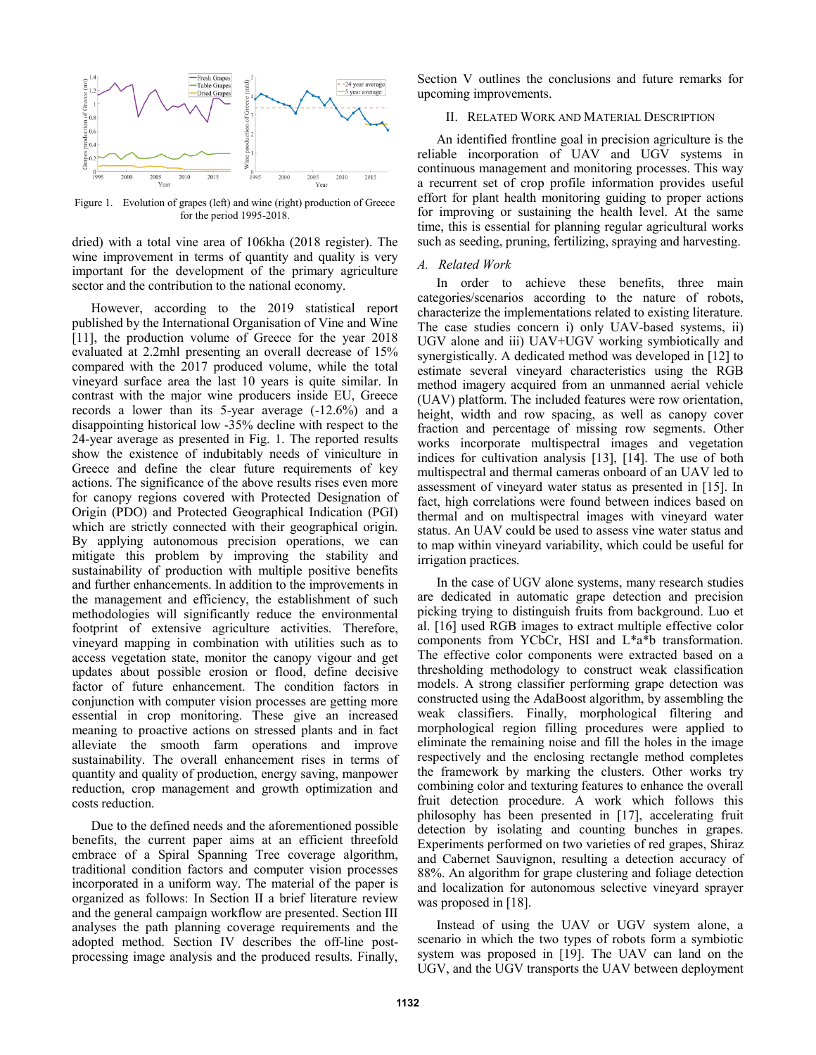Figure 1. Evolution of grapes (left) and wine (right) production of Greece for the period 1995-2018.

dried) with a total vine area of 106kha (2018 register). The wine improvement in terms of quantity and quality is very important for the development of the primary agriculture sector and the contribution to the national economy.

However, according to the 2019 statistical report published by the International Organisation of Vine and Wine [11], the production volume of Greece for the year 2018 evaluated at 2.2mhl presenting an overall decrease of 15% compared with the 2017 produced volume, while the total vineyard surface area the last 10 years is quite similar. In contrast with the major wine producers inside EU, Greece records a lower than its 5-year average (-12.6%) and a disappointing historical low -35% decline with respect to the 24-year average as presented in Fig. 1. The reported results show the existence of indubitably needs of viniculture in Greece and define the clear future requirements of key actions. The significance of the above results rises even more for canopy regions covered with Protected Designation of Origin (PDO) and Protected Geographical Indication (PGI) which are strictly connected with their geographical origin. By applying autonomous precision operations, we can mitigate this problem by improving the stability and sustainability of production with multiple positive benefits and further enhancements. In addition to the improvements in the management and efficiency, the establishment of such methodologies will significantly reduce the environmental footprint of extensive agriculture activities. Therefore, vineyard mapping in combination with utilities such as to access vegetation state, monitor the canopy vigour and get updates about possible erosion or flood, define decisive factor of future enhancement. The condition factors in conjunction with computer vision processes are getting more essential in crop monitoring. These give an increased meaning to proactive actions on stressed plants and in fact alleviate the smooth farm operations and improve sustainability. The overall enhancement rises in terms of quantity and quality of production, energy saving, manpower reduction, crop management and growth optimization and costs reduction.

Due to the defined needs and the aforementioned possible benefits, the current paper aims at an efficient threefold embrace of a Spiral Spanning Tree coverage algorithm, traditional condition factors and computer vision processes incorporated in a uniform way. The material of the paper is organized as follows: In Section II a brief literature review and the general campaign workflow are presented. Section III analyses the path planning coverage requirements and the adopted method. Section IV describes the off-line post-processing image analysis and the produced results. Finally, Section V outlines the conclusions and future remarks for upcoming improvements.

## II. Related Work and Material Description

An identified frontline goal in precision agriculture is the reliable incorporation of UAV and UGV systems in continuous management and monitoring processes. This way a recurrent set of crop profile information provides useful effort for plant health monitoring guiding to proper actions for improving or sustaining the health level. At the same time, this is essential for planning regular agricultural works such as seeding, pruning, fertilizing, spraying and harvesting.

### *A. Related Work*

In order to achieve these benefits, three main categories/scenarios according to the nature of robots, characterize the implementations related to existing literature. The case studies concern i) only UAV-based systems, ii) UGV alone and iii) UAV+UGV working symbiotically and synergistically. A dedicated method was developed in [12] to estimate several vineyard characteristics using the RGB method imagery acquired from an unmanned aerial vehicle (UAV) platform. The included features were row orientation, height, width and row spacing, as well as canopy cover fraction and percentage of missing row segments. Other works incorporate multispectral images and vegetation indices for cultivation analysis [13], [14]. The use of both multispectral and thermal cameras onboard of an UAV led to assessment of vineyard water status as presented in [15]. In fact, high correlations were found between indices based on thermal and on multispectral images with vineyard water status. An UAV could be used to assess vine water status and to map within vineyard variability, which could be useful for irrigation practices.

In the case of UGV alone systems, many research studies are dedicated in automatic grape detection and precision picking trying to distinguish fruits from background. Luo et al. [16] used RGB images to extract multiple effective color components from YCbCr, HSI and L*a*b transformation. The effective color components were extracted based on a thresholding methodology to construct weak classification models. A strong classifier performing grape detection was constructed using the AdaBoost algorithm, by assembling the weak classifiers. Finally, morphological filtering and morphological region filling procedures were applied to eliminate the remaining noise and fill the holes in the image respectively and the enclosing rectangle method completes the framework by marking the clusters. Other works try combining color and texturing features to enhance the overall fruit detection procedure. A work which follows this philosophy has been presented in [17], accelerating fruit detection by isolating and counting bunches in grapes. Experiments performed on two varieties of red grapes, Shiraz and Cabernet Sauvignon, resulting a detection accuracy of 88%. An algorithm for grape clustering and foliage detection and localization for autonomous selective vineyard sprayer was proposed in [18].

Instead of using the UAV or UGV system alone, a scenario in which the two types of robots form a symbiotic system was proposed in [19]. The UAV can land on the UGV, and the UGV transports the UAV between deployment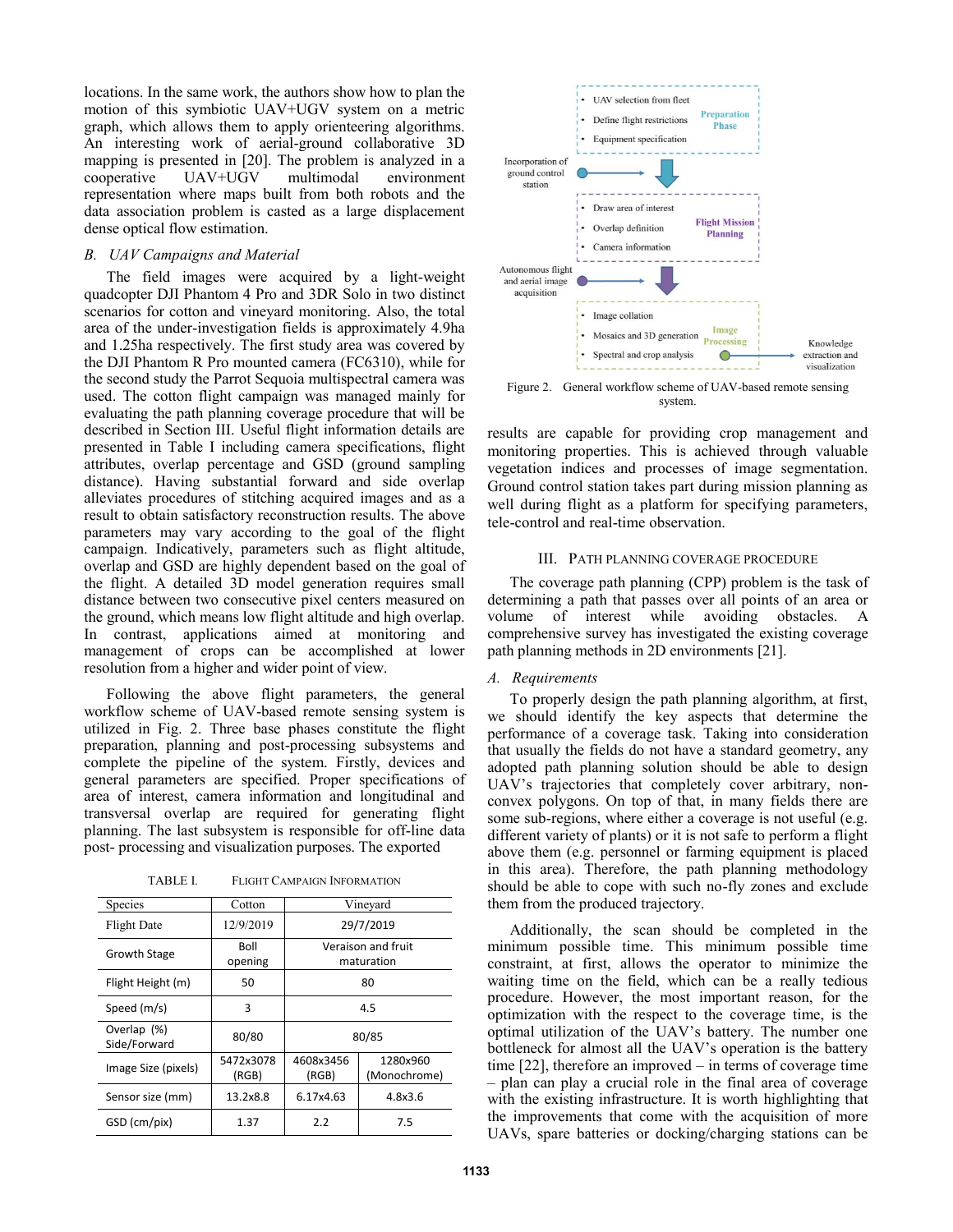locations. In the same work, the authors show how to plan the motion of this symbiotic UAV+UGV system on a metric graph, which allows them to apply orienteering algorithms. An interesting work of aerial-ground collaborative 3D mapping is presented in [20]. The problem is analyzed in a cooperative UAV+UGV multimodal environment representation where maps built from both robots and the data association problem is casted as a large displacement dense optical flow estimation.

### B. UAV Campaigns and Material

The field images were acquired by a light-weight quadcopter DJI Phantom 4 Pro and 3DR Solo in two distinct scenarios for cotton and vineyard monitoring. Also, the total area of the under-investigation fields is approximately 4.9ha and 1.25ha respectively. The first study area was covered by the DJI Phantom R Pro mounted camera (FC6310), while for the second study the Parrot Sequoia multispectral camera was used. The cotton flight campaign was managed mainly for evaluating the path planning coverage procedure that will be described in Section III. Useful flight information details are presented in Table I including camera specifications, flight attributes, overlap percentage and GSD (ground sampling distance). Having substantial forward and side overlap alleviates procedures of stitching acquired images and as a result to obtain satisfactory reconstruction results. The above parameters may vary according to the goal of the flight campaign. Indicatively, parameters such as flight altitude, overlap and GSD are highly dependent based on the goal of the flight. A detailed 3D model generation requires small distance between two consecutive pixel centers measured on the ground, which means low flight altitude and high overlap. In contrast, applications aimed at monitoring and management of crops can be accomplished at lower resolution from a higher and wider point of view.

Following the above flight parameters, the general workflow scheme of UAV-based remote sensing system is utilized in Fig. 2. Three base phases constitute the flight preparation, planning and post-processing subsystems and complete the pipeline of the system. Firstly, devices and general parameters are specified. Proper specifications of area of interest, camera information and longitudinal and transversal overlap are required for generating flight planning. The last subsystem is responsible for off-line data post- processing and visualization purposes. The exported results are capable for providing crop management and monitoring properties. This is achieved through valuable vegetation indices and processes of image segmentation. Ground control station takes part during mission planning as well during flight as a platform for specifying parameters, tele-control and real-time observation.

TABLE I. FLIGHT CAMPAIGN INFORMATION

| Species | Cotton | Vineyard | |
|---|---|---|---|
| Flight Date | 12/9/2019 | 29/7/2019 | |
| Growth Stage | Boll opening | Veraison and fruit maturation | |
| Flight Height (m) | 50 | 80 | |
| Speed (m/s) | 3 | 4.5 | |
| Overlap (%) Side/Forward | 80/80 | 80/85 | |
| Image Size (pixels) | 5472x3078 (RGB) | 4608x3456 (RGB) | 1280x960 (Monochrome) |
| Sensor size (mm) | 13.2x8.8 | 6.17x4.63 | 4.8x3.6 |
| GSD (cm/pix) | 1.37 | 2.2 | 7.5 |

- UAV selection from fleet
- Define flight restrictions
- Equipment specification

Preparation Phase

Incorporation of ground control station

- Draw area of interest
- Overlap definition
- Camera information

Flight Mission Planning

Autonomous flight and aerial image acquisition

- Image collation
- Mosaics and 3D generation
- Spectral and crop analysis

Image Processing

Knowledge extraction and visualization

Figure 2. General workflow scheme of UAV-based remote sensing system.

## III. PATH PLANNING COVERAGE PROCEDURE

The coverage path planning (CPP) problem is the task of determining a path that passes over all points of an area or volume of interest while avoiding obstacles. A comprehensive survey has investigated the existing coverage path planning methods in 2D environments [21].

### A. Requirements

To properly design the path planning algorithm, at first, we should identify the key aspects that determine the performance of a coverage task. Taking into consideration that usually the fields do not have a standard geometry, any adopted path planning solution should be able to design UAV's trajectories that completely cover arbitrary, non-convex polygons. On top of that, in many fields there are some sub-regions, where either a coverage is not useful (e.g. different variety of plants) or it is not safe to perform a flight above them (e.g. personnel or farming equipment is placed in this area). Therefore, the path planning methodology should be able to cope with such no-fly zones and exclude them from the produced trajectory.

Additionally, the scan should be completed in the minimum possible time. This minimum possible time constraint, at first, allows the operator to minimize the waiting time on the field, which can be a really tedious procedure. However, the most important reason, for the optimization with the respect to the coverage time, is the optimal utilization of the UAV's battery. The number one bottleneck for almost all the UAV's operation is the battery time [22], therefore an improved – in terms of coverage time – plan can play a crucial role in the final area of coverage with the existing infrastructure. It is worth highlighting that the improvements that come with the acquisition of more UAVs, spare batteries or docking/charging stations can be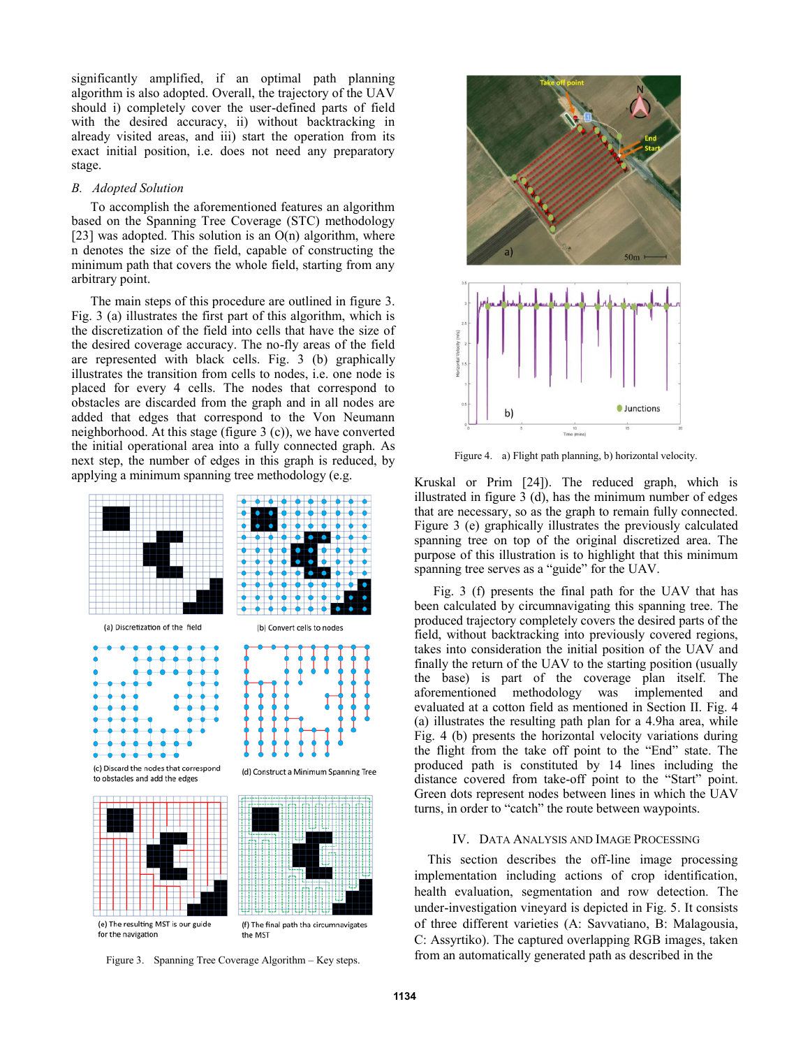significantly amplified, if an optimal path planning algorithm is also adopted. Overall, the trajectory of the UAV should i) completely cover the user-defined parts of field with the desired accuracy, ii) without backtracking in already visited areas, and iii) start the operation from its exact initial position, i.e. does not need any preparatory stage.

### B. Adopted Solution

To accomplish the aforementioned features an algorithm based on the Spanning Tree Coverage (STC) methodology [23] was adopted. This solution is an O(n) algorithm, where n denotes the size of the field, capable of constructing the minimum path that covers the whole field, starting from any arbitrary point.

The main steps of this procedure are outlined in figure 3. Fig. 3 (a) illustrates the first part of this algorithm, which is the discretization of the field into cells that have the size of the desired coverage accuracy. The no-fly areas of the field are represented with black cells. Fig. 3 (b) graphically illustrates the transition from cells to nodes, i.e. one node is placed for every 4 cells. The nodes that correspond to obstacles are discarded from the graph and in all nodes are added that edges that correspond to the Von Neumann neighborhood. At this stage (figure 3 (c)), we have converted the initial operational area into a fully connected graph. As next step, the number of edges in this graph is reduced, by applying a minimum spanning tree methodology (e.g. Kruskal or Prim [24]). The reduced graph, which is illustrated in figure 3 (d), has the minimum number of edges that are necessary, so as the graph to remain fully connected. Figure 3 (e) graphically illustrates the previously calculated spanning tree on top of the original discretized area. The purpose of this illustration is to highlight that this minimum spanning tree serves as a "guide" for the UAV.

(a) Discretization of the field

(b) Convert cells to nodes

(c) Discard the nodes that correspond to obstacles and add the edges

(d) Construct a Minimum Spanning Tree

(e) The resulting MST is our guide for the navigation

(f) The final path tha circumnavigates the MST

Figure 3. Spanning Tree Coverage Algorithm – Key steps.

Fig. 3 (f) presents the final path for the UAV that has been calculated by circumnavigating this spanning tree. The produced trajectory completely covers the desired parts of the field, without backtracking into previously covered regions, takes into consideration the initial position of the UAV and finally the return of the UAV to the starting position (usually the base) is part of the coverage plan itself. The aforementioned methodology was implemented and evaluated at a cotton field as mentioned in Section II. Fig. 4 (a) illustrates the resulting path plan for a 4.9ha area, while Fig. 4 (b) presents the horizontal velocity variations during the flight from the take off point to the "End" state. The produced path is constituted by 14 lines including the distance covered from take-off point to the "Start" point. Green dots represent nodes between lines in which the UAV turns, in order to "catch" the route between waypoints.

Figure 4. a) Flight path planning, b) horizontal velocity.

## IV. Data Analysis and Image Processing

This section describes the off-line image processing implementation including actions of crop identification, health evaluation, segmentation and row detection. The under-investigation vineyard is depicted in Fig. 5. It consists of three different varieties (A: Savvatiano, B: Malagousia, C: Assyrtiko). The captured overlapping RGB images, taken from an automatically generated path as described in the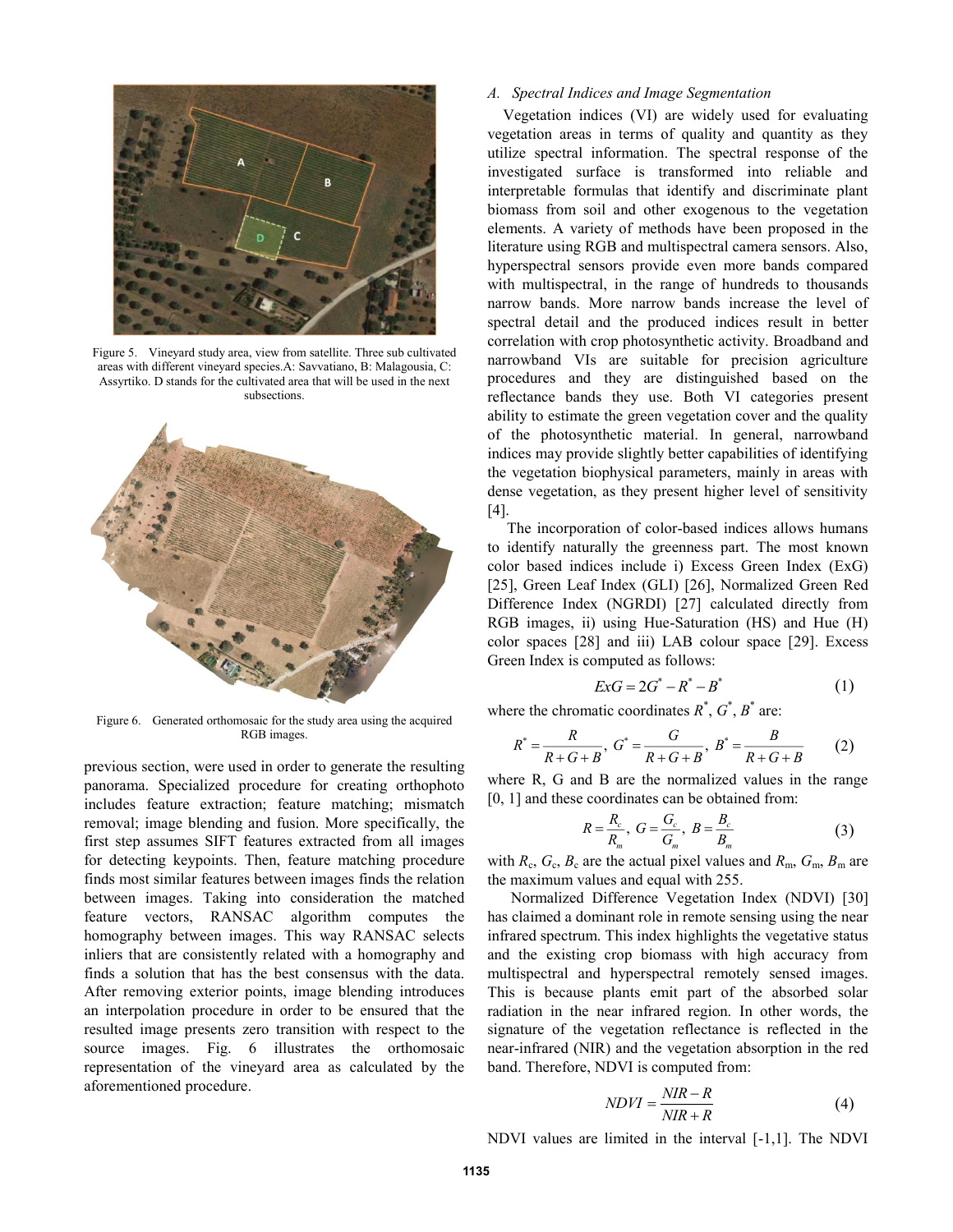Figure 5. Vineyard study area, view from satellite. Three sub cultivated areas with different vineyard species.A: Savvatiano, B: Malagousia, C: Assyrtiko. D stands for the cultivated area that will be used in the next subsections.

Figure 6. Generated orthomosaic for the study area using the acquired RGB images.

previous section, were used in order to generate the resulting panorama. Specialized procedure for creating orthophoto includes feature extraction; feature matching; mismatch removal; image blending and fusion. More specifically, the first step assumes SIFT features extracted from all images for detecting keypoints. Then, feature matching procedure finds most similar features between images finds the relation between images. Taking into consideration the matched feature vectors, RANSAC algorithm computes the homography between images. This way RANSAC selects inliers that are consistently related with a homography and finds a solution that has the best consensus with the data. After removing exterior points, image blending introduces an interpolation procedure in order to be ensured that the resulted image presents zero transition with respect to the source images. Fig. 6 illustrates the orthomosaic representation of the vineyard area as calculated by the aforementioned procedure.

### *A. Spectral Indices and Image Segmentation*

Vegetation indices (VI) are widely used for evaluating vegetation areas in terms of quality and quantity as they utilize spectral information. The spectral response of the investigated surface is transformed into reliable and interpretable formulas that identify and discriminate plant biomass from soil and other exogenous to the vegetation elements. A variety of methods have been proposed in the literature using RGB and multispectral camera sensors. Also, hyperspectral sensors provide even more bands compared with multispectral, in the range of hundreds to thousands narrow bands. More narrow bands increase the level of spectral detail and the produced indices result in better correlation with crop photosynthetic activity. Broadband and narrowband VIs are suitable for precision agriculture procedures and they are distinguished based on the reflectance bands they use. Both VI categories present ability to estimate the green vegetation cover and the quality of the photosynthetic material. In general, narrowband indices may provide slightly better capabilities of identifying the vegetation biophysical parameters, mainly in areas with dense vegetation, as they present higher level of sensitivity [4].

The incorporation of color-based indices allows humans to identify naturally the greenness part. The most known color based indices include i) Excess Green Index (ExG) [25], Green Leaf Index (GLI) [26], Normalized Green Red Difference Index (NGRDI) [27] calculated directly from RGB images, ii) using Hue-Saturation (HS) and Hue (H) color spaces [28] and iii) LAB colour space [29]. Excess Green Index is computed as follows:

$$ExG = 2G^{*} - R^{*} - B^{*} \tag{1}$$

where the chromatic coordinates $R^{*}$, $G^{*}$, $B^{*}$ are:

$$R^{*} = \frac{R}{R+G+B},\ G^{*} = \frac{G}{R+G+B},\ B^{*} = \frac{B}{R+G+B} \tag{2}$$

where R, G and B are the normalized values in the range [0, 1] and these coordinates can be obtained from:

$$R = \frac{R_c}{R_m},\ G = \frac{G_c}{G_m},\ B = \frac{B_c}{B_m} \tag{3}$$

with $R_c$, $G_c$, $B_c$ are the actual pixel values and $R_m$, $G_m$, $B_m$ are the maximum values and equal with 255.

Normalized Difference Vegetation Index (NDVI) [30] has claimed a dominant role in remote sensing using the near infrared spectrum. This index highlights the vegetative status and the existing crop biomass with high accuracy from multispectral and hyperspectral remotely sensed images. This is because plants emit part of the absorbed solar radiation in the near infrared region. In other words, the signature of the vegetation reflectance is reflected in the near-infrared (NIR) and the vegetation absorption in the red band. Therefore, NDVI is computed from:

$$NDVI = \frac{NIR - R}{NIR + R} \tag{4}$$

NDVI values are limited in the interval [-1,1]. The NDVI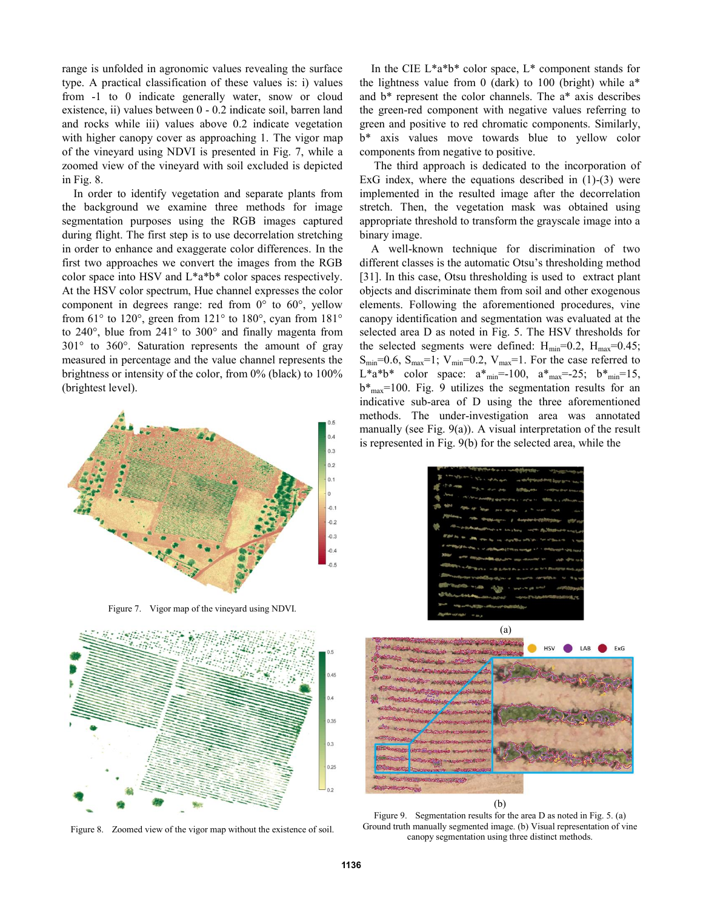range is unfolded in agronomic values revealing the surface type. A practical classification of these values is: i) values from -1 to 0 indicate generally water, snow or cloud existence, ii) values between 0 - 0.2 indicate soil, barren land and rocks while iii) values above 0.2 indicate vegetation with higher canopy cover as approaching 1. The vigor map of the vineyard using NDVI is presented in Fig. 7, while a zoomed view of the vineyard with soil excluded is depicted in Fig. 8.

In order to identify vegetation and separate plants from the background we examine three methods for image segmentation purposes using the RGB images captured during flight. The first step is to use decorrelation stretching in order to enhance and exaggerate color differences. In the first two approaches we convert the images from the RGB color space into HSV and L*a*b* color spaces respectively. At the HSV color spectrum, Hue channel expresses the color component in degrees range: red from 0° to 60°, yellow from 61° to 120°, green from 121° to 180°, cyan from 181° to 240°, blue from 241° to 300° and finally magenta from 301° to 360°. Saturation represents the amount of gray measured in percentage and the value channel represents the brightness or intensity of the color, from 0% (black) to 100% (brightest level).

Figure 7. Vigor map of the vineyard using NDVI.

Figure 8. Zoomed view of the vigor map without the existence of soil.

In the CIE L*a*b* color space, L* component stands for the lightness value from 0 (dark) to 100 (bright) while a* and b* represent the color channels. The a* axis describes the green-red component with negative values referring to green and positive to red chromatic components. Similarly, b* axis values move towards blue to yellow color components from negative to positive.

The third approach is dedicated to the incorporation of ExG index, where the equations described in (1)-(3) were implemented in the resulted image after the decorrelation stretch. Then, the vegetation mask was obtained using appropriate threshold to transform the grayscale image into a binary image.

A well-known technique for discrimination of two different classes is the automatic Otsu's thresholding method [31]. In this case, Otsu thresholding is used to extract plant objects and discriminate them from soil and other exogenous elements. Following the aforementioned procedures, vine canopy identification and segmentation was evaluated at the selected area D as noted in Fig. 5. The HSV thresholds for the selected segments were defined: $H_{min}$=0.2, $H_{max}$=0.45; $S_{min}$=0.6, $S_{max}$=1; $V_{min}$=0.2, $V_{max}$=1. For the case referred to L*a*b* color space: $a^*_{min}$=-100, $a^*_{max}$=-25; $b^*_{min}$=15, $b^*_{max}$=100. Fig. 9 utilizes the segmentation results for an indicative sub-area of D using the three aforementioned methods. The under-investigation area was annotated manually (see Fig. 9(a)). A visual interpretation of the result is represented in Fig. 9(b) for the selected area, while the

(a)

(b)

Figure 9. Segmentation results for the area D as noted in Fig. 5. (a) Ground truth manually segmented image. (b) Visual representation of vine canopy segmentation using three distinct methods.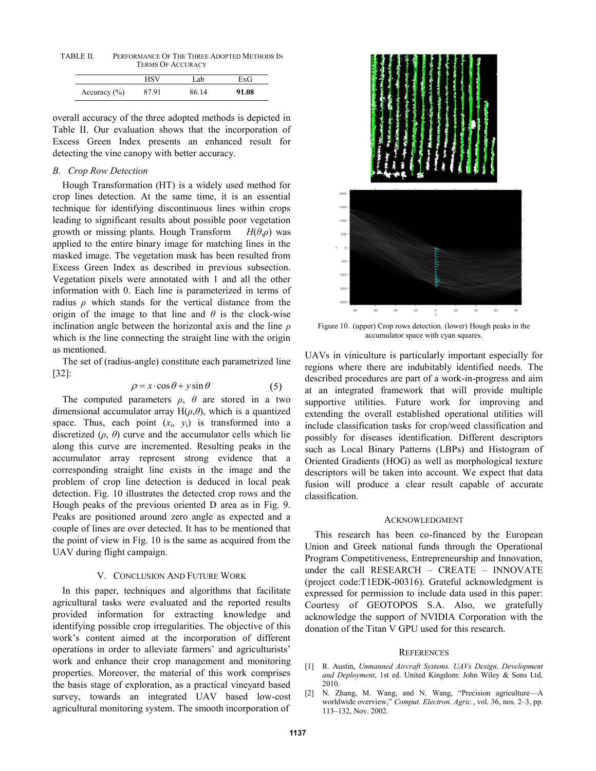TABLE II. PERFORMANCE OF THE THREE ADOPTED METHODS IN TERMS OF ACCURACY

| | HSV | Lab | ExG |
|---|---|---|---|
| Accuracy (%) | 87.91 | 86.14 | **91.08** |

overall accuracy of the three adopted methods is depicted in Table II. Our evaluation shows that the incorporation of Excess Green Index presents an enhanced result for detecting the vine canopy with better accuracy.

### B. Crop Row Detection

Hough Transformation (HT) is a widely used method for crop lines detection. At the same time, it is an essential technique for identifying discontinuous lines within crops leading to significant results about possible poor vegetation growth or missing plants. Hough Transform $H(\theta,\rho)$ was applied to the entire binary image for matching lines in the masked image. The vegetation mask has been resulted from Excess Green Index as described in previous subsection. Vegetation pixels were annotated with 1 and all the other information with 0. Each line is parameterized in terms of radius $\rho$ which stands for the vertical distance from the origin of the image to that line and $\theta$ is the clock-wise inclination angle between the horizontal axis and the line $\rho$ which is the line connecting the straight line with the origin as mentioned.

The set of (radius-angle) constitute each parametrized line [32]:

$$\rho = x \cdot \cos\theta + y \sin\theta \tag{5}$$

The computed parameters $\rho$, $\theta$ are stored in a two dimensional accumulator array $H(\rho,\theta)$, which is a quantized space. Thus, each point $(x_i, y_i)$ is transformed into a discretized $(\rho, \theta)$ curve and the accumulator cells which lie along this curve are incremented. Resulting peaks in the accumulator array represent strong evidence that a corresponding straight line exists in the image and the problem of crop line detection is deduced in local peak detection. Fig. 10 illustrates the detected crop rows and the Hough peaks of the previous oriented D area as in Fig. 9. Peaks are positioned around zero angle as expected and a couple of lines are over detected. It has to be mentioned that the point of view in Fig. 10 is the same as acquired from the UAV during flight campaign.

-2000
-1500
-1000
-500
0
500
1000
1500
2000
ρ
-80 -60 -40 -20 0 20 40 60 80
θ

Figure 10. (upper) Crop rows detection. (lower) Hough peaks in the accumulator space with cyan squares.

## V. CONCLUSION AND FUTURE WORK

In this paper, techniques and algorithms that facilitate agricultural tasks were evaluated and the reported results provided information for extracting knowledge and identifying possible crop irregularities. The objective of this work's content aimed at the incorporation of different operations in order to alleviate farmers' and agriculturists' work and enhance their crop management and monitoring properties. Moreover, the material of this work comprises the basis stage of exploration, as a practical vineyard based survey, towards an integrated UAV based low-cost agricultural monitoring system. The smooth incorporation of UAVs in viniculture is particularly important especially for regions where there are indubitably identified needs. The described procedures are part of a work-in-progress and aim at an integrated framework that will provide multiple supportive utilities. Future work for improving and extending the overall established operational utilities will include classification tasks for crop/weed classification and possibly for diseases identification. Different descriptors such as Local Binary Patterns (LBPs) and Histogram of Oriented Gradients (HOG) as well as morphological texture descriptors will be taken into account. We expect that data fusion will produce a clear result capable of accurate classification.

## ACKNOWLEDGMENT

This research has been co-financed by the European Union and Greek national funds through the Operational Program Competitiveness, Entrepreneurship and Innovation, under the call RESEARCH – CREATE – INNOVATE (project code:T1EDK-00316). Grateful acknowledgment is expressed for permission to include data used in this paper: Courtesy of GEOTOPOS S.A. Also, we gratefully acknowledge the support of NVIDIA Corporation with the donation of the Titan V GPU used for this research.

## REFERENCES

[1] R. Austin, *Unmanned Aircraft Systems. UAVs Design, Development and Deployment*, 1st ed. United Kingdom: John Wiley & Sons Ltd, 2010.

[2] N. Zhang, M. Wang, and N. Wang, "Precision agriculture—A worldwide overview," *Comput. Electron. Agric.*, vol. 36, nos. 2–3, pp. 113–132, Nov. 2002.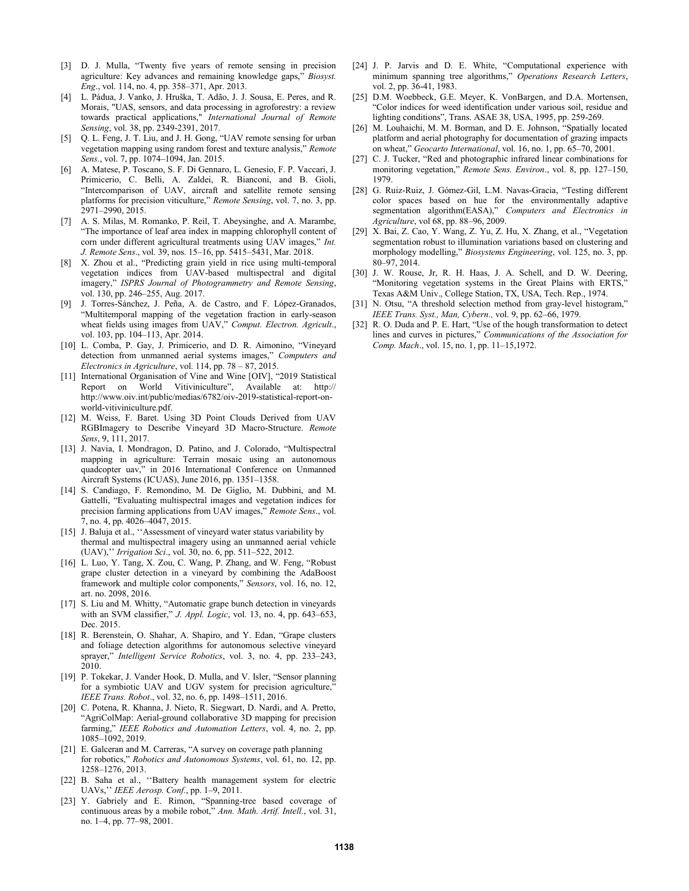[3] D. J. Mulla, "Twenty five years of remote sensing in precision agriculture: Key advances and remaining knowledge gaps," *Biosyst. Eng*., vol. 114, no. 4, pp. 358–371, Apr. 2013.

[4] L. Pádua, J. Vanko, J. Hruška, T. Adão, J. J. Sousa, E. Peres, and R. Morais, "UAS, sensors, and data processing in agroforestry: a review towards practical applications," *International Journal of Remote Sensing*, vol. 38, pp. 2349-2391, 2017.

[5] Q. L. Feng, J. T. Liu, and J. H. Gong, "UAV remote sensing for urban vegetation mapping using random forest and texture analysis," *Remote Sens.*, vol. 7, pp. 1074–1094, Jan. 2015.

[6] A. Matese, P. Toscano, S. F. Di Gennaro, L. Genesio, F. P. Vaccari, J. Primicerio, C. Belli, A. Zaldei, R. Bianconi, and B. Gioli, "Intercomparison of UAV, aircraft and satellite remote sensing platforms for precision viticulture," *Remote Sensing*, vol. 7, no. 3, pp. 2971–2990, 2015.

[7] A. S. Milas, M. Romanko, P. Reil, T. Abeysinghe, and A. Marambe, "The importance of leaf area index in mapping chlorophyll content of corn under different agricultural treatments using UAV images," *Int. J. Remote Sens*., vol. 39, nos. 15–16, pp. 5415–5431, Mar. 2018.

[8] X. Zhou et al., "Predicting grain yield in rice using multi-temporal vegetation indices from UAV-based multispectral and digital imagery," *ISPRS Journal of Photogrammetry and Remote Sensing*, vol. 130, pp. 246–255, Aug. 2017.

[9] J. Torres-Sánchez, J. Peña, A. de Castro, and F. López-Granados, "Multitemporal mapping of the vegetation fraction in early-season wheat fields using images from UAV," *Comput. Electron. Agricult*., vol. 103, pp. 104–113, Apr. 2014.

[10] L. Comba, P. Gay, J. Primicerio, and D. R. Aimonino, "Vineyard detection from unmanned aerial systems images," *Computers and Electronics in Agriculture*, vol. 114, pp. 78 – 87, 2015.

[11] International Organisation of Vine and Wine [OIV], "2019 Statistical Report on World Vitiviniculture", Available at: http:// http://www.oiv.int/public/medias/6782/oiv-2019-statistical-report-on-world-vitiviniculture.pdf.

[12] M. Weiss, F. Baret. Using 3D Point Clouds Derived from UAV RGBImagery to Describe Vineyard 3D Macro-Structure. *Remote Sens*, 9, 111, 2017.

[13] J. Navia, I. Mondragon, D. Patino, and J. Colorado, "Multispectral mapping in agriculture: Terrain mosaic using an autonomous quadcopter uav," in 2016 International Conference on Unmanned Aircraft Systems (ICUAS), June 2016, pp. 1351–1358.

[14] S. Candiago, F. Remondino, M. De Giglio, M. Dubbini, and M. Gattelli, "Evaluating multispectral images and vegetation indices for precision farming applications from UAV images," *Remote Sens*., vol. 7, no. 4, pp. 4026–4047, 2015.

[15] J. Baluja et al., ''Assessment of vineyard water status variability by thermal and multispectral imagery using an unmanned aerial vehicle (UAV),'' *Irrigation Sci*., vol. 30, no. 6, pp. 511–522, 2012.

[16] L. Luo, Y. Tang, X. Zou, C. Wang, P. Zhang, and W. Feng, "Robust grape cluster detection in a vineyard by combining the AdaBoost framework and multiple color components," *Sensors*, vol. 16, no. 12, art. no. 2098, 2016.

[17] S. Liu and M. Whitty, "Automatic grape bunch detection in vineyards with an SVM classifier," *J. Appl. Logic*, vol. 13, no. 4, pp. 643–653, Dec. 2015.

[18] R. Berenstein, O. Shahar, A. Shapiro, and Y. Edan, "Grape clusters and foliage detection algorithms for autonomous selective vineyard sprayer," *Intelligent Service Robotics*, vol. 3, no. 4, pp. 233–243, 2010.

[19] P. Tokekar, J. Vander Hook, D. Mulla, and V. Isler, "Sensor planning for a symbiotic UAV and UGV system for precision agriculture," *IEEE Trans. Robot*., vol. 32, no. 6, pp. 1498–1511, 2016.

[20] C. Potena, R. Khanna, J. Nieto, R. Siegwart, D. Nardi, and A. Pretto, "AgriColMap: Aerial-ground collaborative 3D mapping for precision farming," *IEEE Robotics and Automation Letters*, vol. 4, no. 2, pp. 1085–1092, 2019.

[21] E. Galceran and M. Carreras, "A survey on coverage path planning for robotics," *Robotics and Autonomous Systems*, vol. 61, no. 12, pp. 1258–1276, 2013.

[22] B. Saha et al., ''Battery health management system for electric UAVs,'' *IEEE Aerosp. Conf.*, pp. 1–9, 2011.

[23] Y. Gabriely and E. Rimon, "Spanning-tree based coverage of continuous areas by a mobile robot," *Ann. Math. Artif. Intell.*, vol. 31, no. 1–4, pp. 77–98, 2001.

[24] J. P. Jarvis and D. E. White, "Computational experience with minimum spanning tree algorithms," *Operations Research Letters*, vol. 2, pp. 36-41, 1983.

[25] D.M. Woebbeck, G.E. Meyer, K. VonBargen, and D.A. Mortensen, "Color indices for weed identification under various soil, residue and lighting conditions", Trans. ASAE 38, USA, 1995, pp. 259-269.

[26] M. Louhaichi, M. M. Borman, and D. E. Johnson, "Spatially located platform and aerial photography for documentation of grazing impacts on wheat," *Geocarto International*, vol. 16, no. 1, pp. 65–70, 2001.

[27] C. J. Tucker, "Red and photographic infrared linear combinations for monitoring vegetation," *Remote Sens. Environ*., vol. 8, pp. 127–150, 1979.

[28] G. Ruiz-Ruiz, J. Gómez-Gil, L.M. Navas-Gracia, "Testing different color spaces based on hue for the environmentally adaptive segmentation algorithm(EASA)," *Computers and Electronics in Agriculture*, vol 68, pp. 88–96, 2009.

[29] X. Bai, Z. Cao, Y. Wang, Z. Yu, Z. Hu, X. Zhang, et al., "Vegetation segmentation robust to illumination variations based on clustering and morphology modelling," *Biosystems Engineering*, vol. 125, no. 3, pp. 80–97, 2014.

[30] J. W. Rouse, Jr, R. H. Haas, J. A. Schell, and D. W. Deering, "Monitoring vegetation systems in the Great Plains with ERTS," Texas A&M Univ., College Station, TX, USA, Tech. Rep., 1974.

[31] N. Otsu, "A threshold selection method from gray-level histogram," *IEEE Trans. Syst., Man, Cybern.,* vol. 9, pp. 62–66, 1979.

[32] R. O. Duda and P. E. Hart, "Use of the hough transformation to detect lines and curves in pictures," *Communications of the Association for Comp. Mach*., vol. 15, no. 1, pp. 11–15,1972.